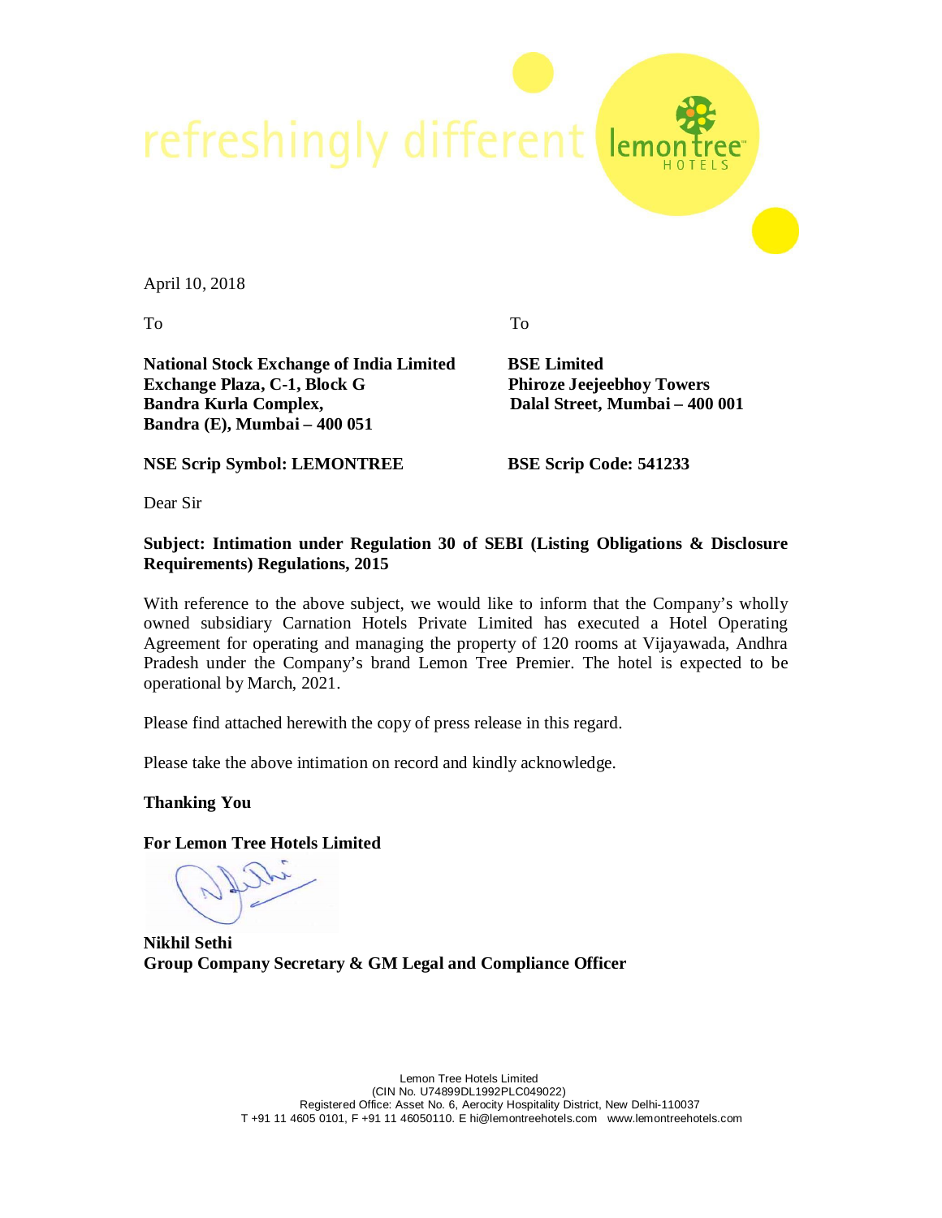refreshingly different

April 10, 2018

To

**National Stock Exchange of India Limited**
**Exchange Plaza, C-1, Block G**
**Bandra Kurla Complex,**
**Bandra (E), Mumbai – 400 051**

**NSE Scrip Symbol: LEMONTREE**

To

**BSE Limited**
**Phiroze Jeejeebhoy Towers**
**Dalal Street, Mumbai – 400 001**

**BSE Scrip Code: 541233**

Dear Sir

**Subject: Intimation under Regulation 30 of SEBI (Listing Obligations & Disclosure Requirements) Regulations, 2015**

With reference to the above subject, we would like to inform that the Company's wholly owned subsidiary Carnation Hotels Private Limited has executed a Hotel Operating Agreement for operating and managing the property of 120 rooms at Vijayawada, Andhra Pradesh under the Company's brand Lemon Tree Premier. The hotel is expected to be operational by March, 2021.

Please find attached herewith the copy of press release in this regard.

Please take the above intimation on record and kindly acknowledge.

**Thanking You**

**For Lemon Tree Hotels Limited**

**Nikhil Sethi**
**Group Company Secretary & GM Legal and Compliance Officer**

Lemon Tree Hotels Limited
(CIN No. U74899DL1992PLC049022)
Registered Office: Asset No. 6, Aerocity Hospitality District, New Delhi-110037
T +91 11 4605 0101, F +91 11 46050110. E hi@lemontreehotels.com www.lemontreehotels.com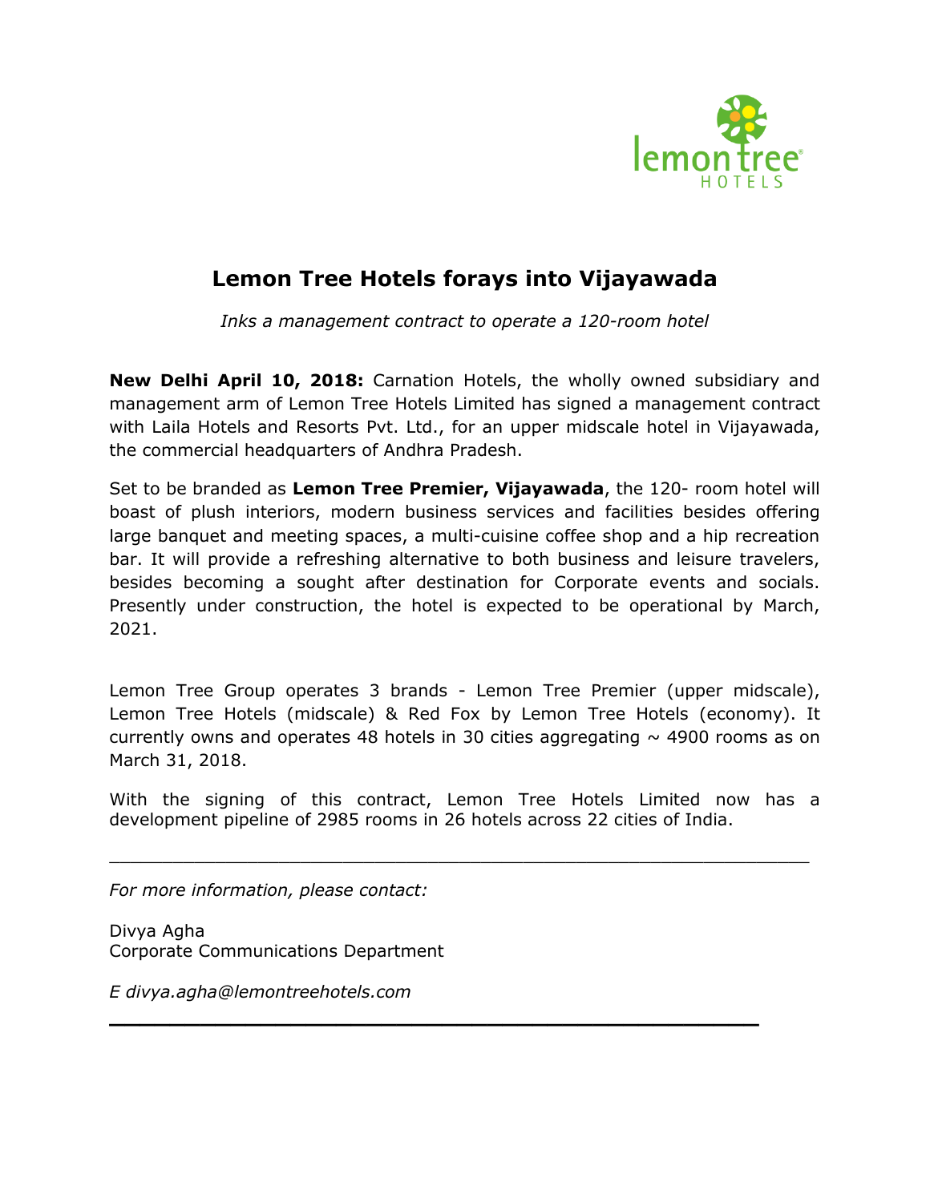# Lemon Tree Hotels forays into Vijayawada

*Inks a management contract to operate a 120-room hotel*

**New Delhi April 10, 2018:** Carnation Hotels, the wholly owned subsidiary and management arm of Lemon Tree Hotels Limited has signed a management contract with Laila Hotels and Resorts Pvt. Ltd., for an upper midscale hotel in Vijayawada, the commercial headquarters of Andhra Pradesh.

Set to be branded as **Lemon Tree Premier, Vijayawada**, the 120- room hotel will boast of plush interiors, modern business services and facilities besides offering large banquet and meeting spaces, a multi-cuisine coffee shop and a hip recreation bar. It will provide a refreshing alternative to both business and leisure travelers, besides becoming a sought after destination for Corporate events and socials. Presently under construction, the hotel is expected to be operational by March, 2021.

Lemon Tree Group operates 3 brands - Lemon Tree Premier (upper midscale), Lemon Tree Hotels (midscale) & Red Fox by Lemon Tree Hotels (economy). It currently owns and operates 48 hotels in 30 cities aggregating ~ 4900 rooms as on March 31, 2018.

With the signing of this contract, Lemon Tree Hotels Limited now has a development pipeline of 2985 rooms in 26 hotels across 22 cities of India.

---

*For more information, please contact:*

Divya Agha
Corporate Communications Department

*E divya.agha@lemontreehotels.com*

---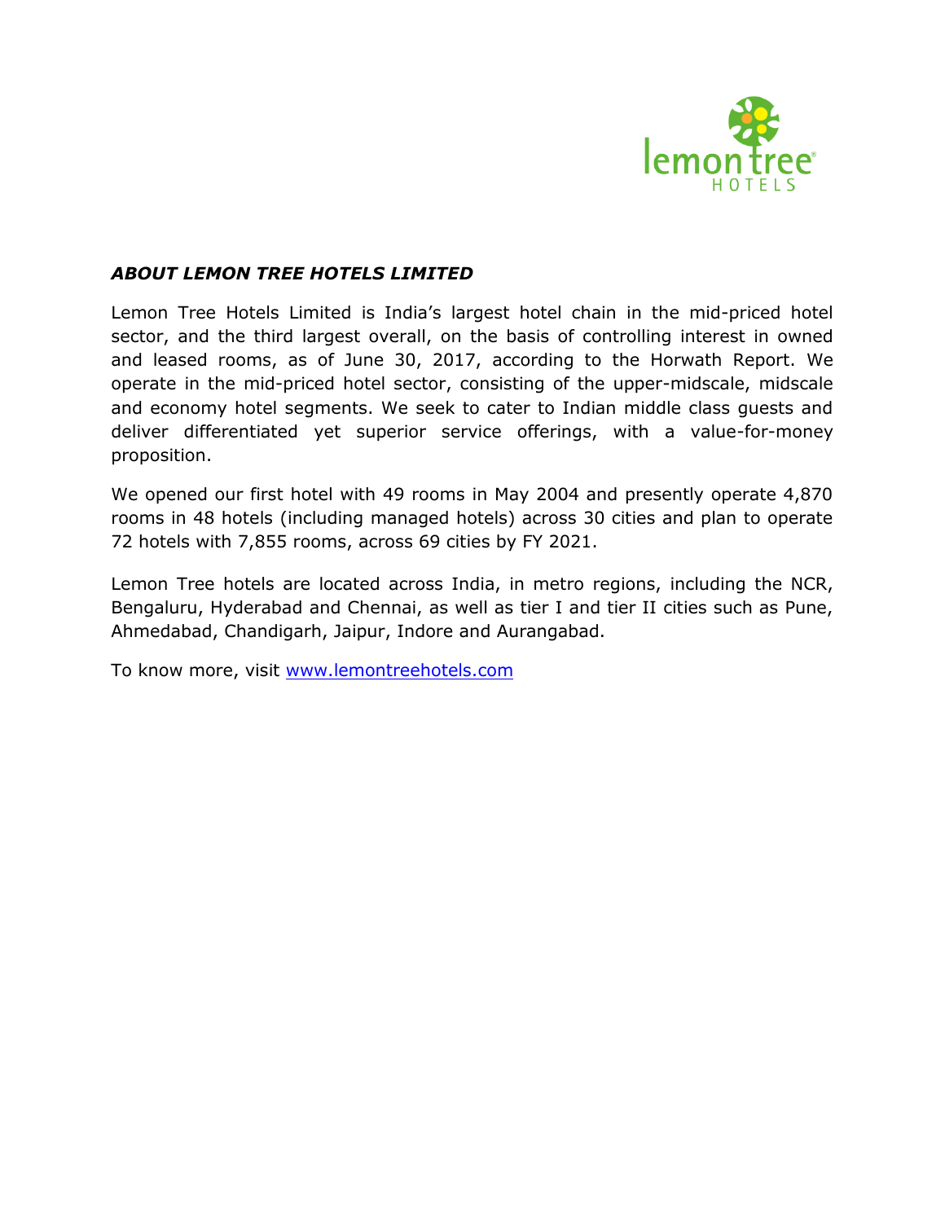***ABOUT LEMON TREE HOTELS LIMITED***

Lemon Tree Hotels Limited is India's largest hotel chain in the mid-priced hotel sector, and the third largest overall, on the basis of controlling interest in owned and leased rooms, as of June 30, 2017, according to the Horwath Report. We operate in the mid-priced hotel sector, consisting of the upper-midscale, midscale and economy hotel segments. We seek to cater to Indian middle class guests and deliver differentiated yet superior service offerings, with a value-for-money proposition.

We opened our first hotel with 49 rooms in May 2004 and presently operate 4,870 rooms in 48 hotels (including managed hotels) across 30 cities and plan to operate 72 hotels with 7,855 rooms, across 69 cities by FY 2021.

Lemon Tree hotels are located across India, in metro regions, including the NCR, Bengaluru, Hyderabad and Chennai, as well as tier I and tier II cities such as Pune, Ahmedabad, Chandigarh, Jaipur, Indore and Aurangabad.

To know more, visit [www.lemontreehotels.com](http://www.lemontreehotels.com)